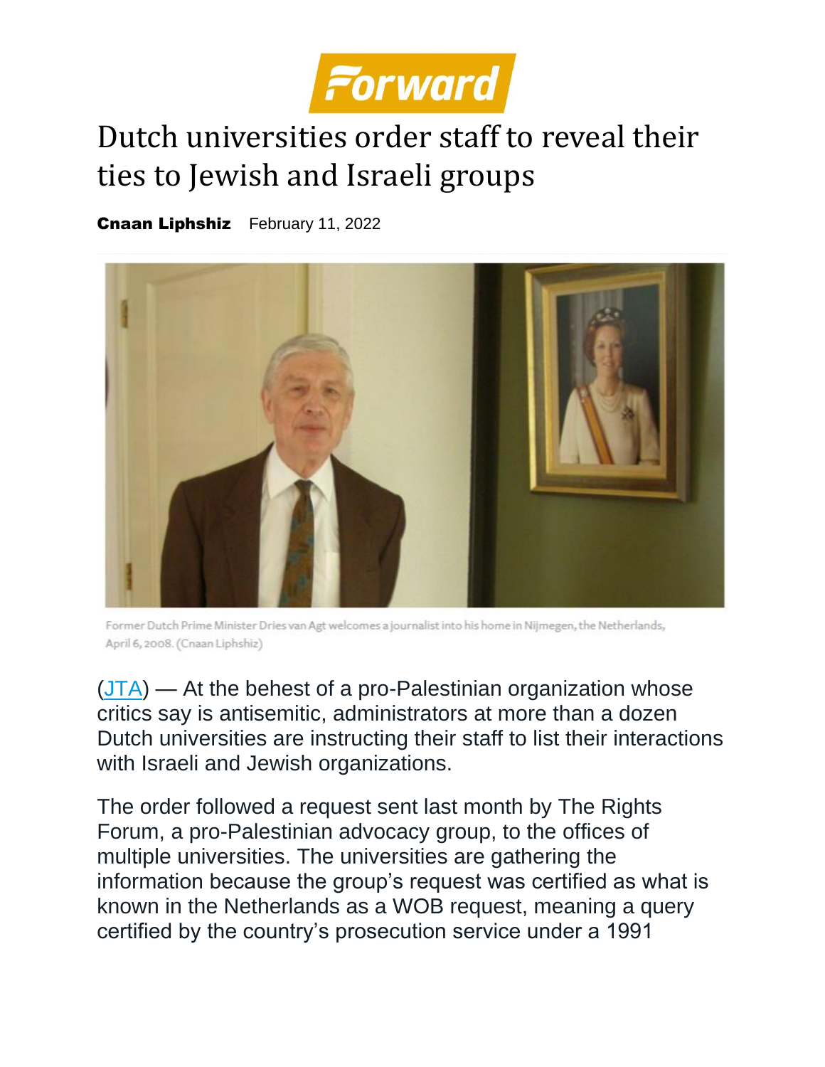Forward

# Dutch universities order staff to reveal their ties to Jewish and Israeli groups

**Cnaan Liphshiz** February 11, 2022

Former Dutch Prime Minister Dries van Agt welcomes a journalist into his home in Nijmegen, the Netherlands, April 6, 2008. (Cnaan Liphshiz)

([JTA](JTA)) — At the behest of a pro-Palestinian organization whose critics say is antisemitic, administrators at more than a dozen Dutch universities are instructing their staff to list their interactions with Israeli and Jewish organizations.

The order followed a request sent last month by The Rights Forum, a pro-Palestinian advocacy group, to the offices of multiple universities. The universities are gathering the information because the group's request was certified as what is known in the Netherlands as a WOB request, meaning a query certified by the country's prosecution service under a 1991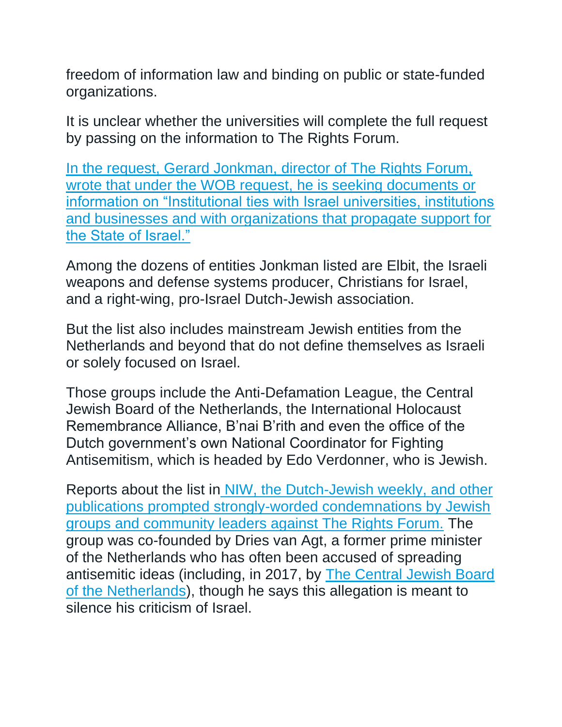freedom of information law and binding on public or state-funded organizations.

It is unclear whether the universities will complete the full request by passing on the information to The Rights Forum.

In the request, Gerard Jonkman, director of The Rights Forum, wrote that under the WOB request, he is seeking documents or information on "Institutional ties with Israel universities, institutions and businesses and with organizations that propagate support for the State of Israel."

Among the dozens of entities Jonkman listed are Elbit, the Israeli weapons and defense systems producer, Christians for Israel, and a right-wing, pro-Israel Dutch-Jewish association.

But the list also includes mainstream Jewish entities from the Netherlands and beyond that do not define themselves as Israeli or solely focused on Israel.

Those groups include the Anti-Defamation League, the Central Jewish Board of the Netherlands, the International Holocaust Remembrance Alliance, B'nai B'rith and even the office of the Dutch government's own National Coordinator for Fighting Antisemitism, which is headed by Edo Verdonner, who is Jewish.

Reports about the list in NIW, the Dutch-Jewish weekly, and other publications prompted strongly-worded condemnations by Jewish groups and community leaders against The Rights Forum. The group was co-founded by Dries van Agt, a former prime minister of the Netherlands who has often been accused of spreading antisemitic ideas (including, in 2017, by The Central Jewish Board of the Netherlands), though he says this allegation is meant to silence his criticism of Israel.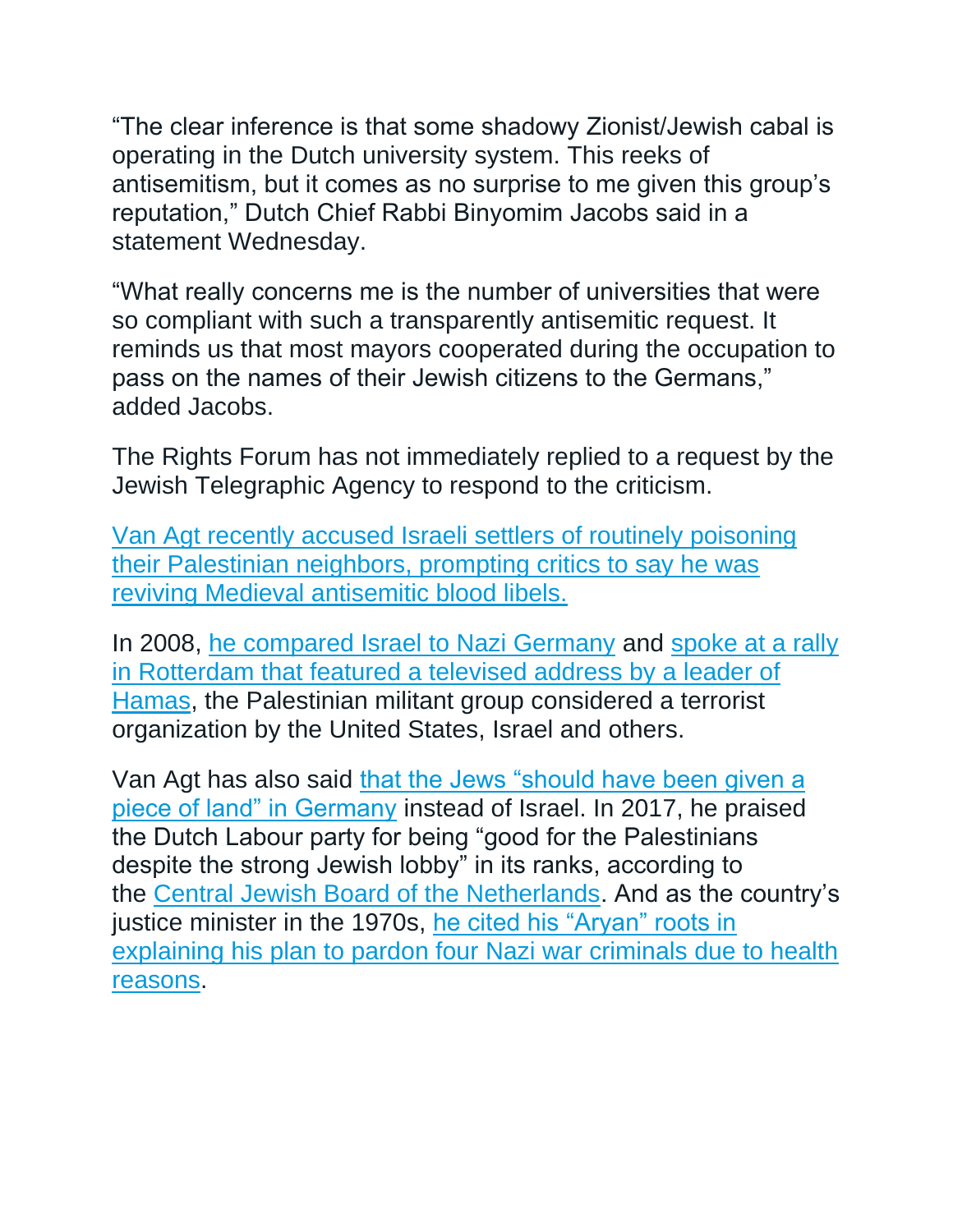“The clear inference is that some shadowy Zionist/Jewish cabal is operating in the Dutch university system. This reeks of antisemitism, but it comes as no surprise to me given this group’s reputation,” Dutch Chief Rabbi Binyomim Jacobs said in a statement Wednesday.

“What really concerns me is the number of universities that were so compliant with such a transparently antisemitic request. It reminds us that most mayors cooperated during the occupation to pass on the names of their Jewish citizens to the Germans,” added Jacobs.

The Rights Forum has not immediately replied to a request by the Jewish Telegraphic Agency to respond to the criticism.

Van Agt recently accused Israeli settlers of routinely poisoning their Palestinian neighbors, prompting critics to say he was reviving Medieval antisemitic blood libels.

In 2008, he compared Israel to Nazi Germany and spoke at a rally in Rotterdam that featured a televised address by a leader of Hamas, the Palestinian militant group considered a terrorist organization by the United States, Israel and others.

Van Agt has also said that the Jews “should have been given a piece of land” in Germany instead of Israel. In 2017, he praised the Dutch Labour party for being “good for the Palestinians despite the strong Jewish lobby” in its ranks, according to the Central Jewish Board of the Netherlands. And as the country’s justice minister in the 1970s, he cited his “Aryan” roots in explaining his plan to pardon four Nazi war criminals due to health reasons.